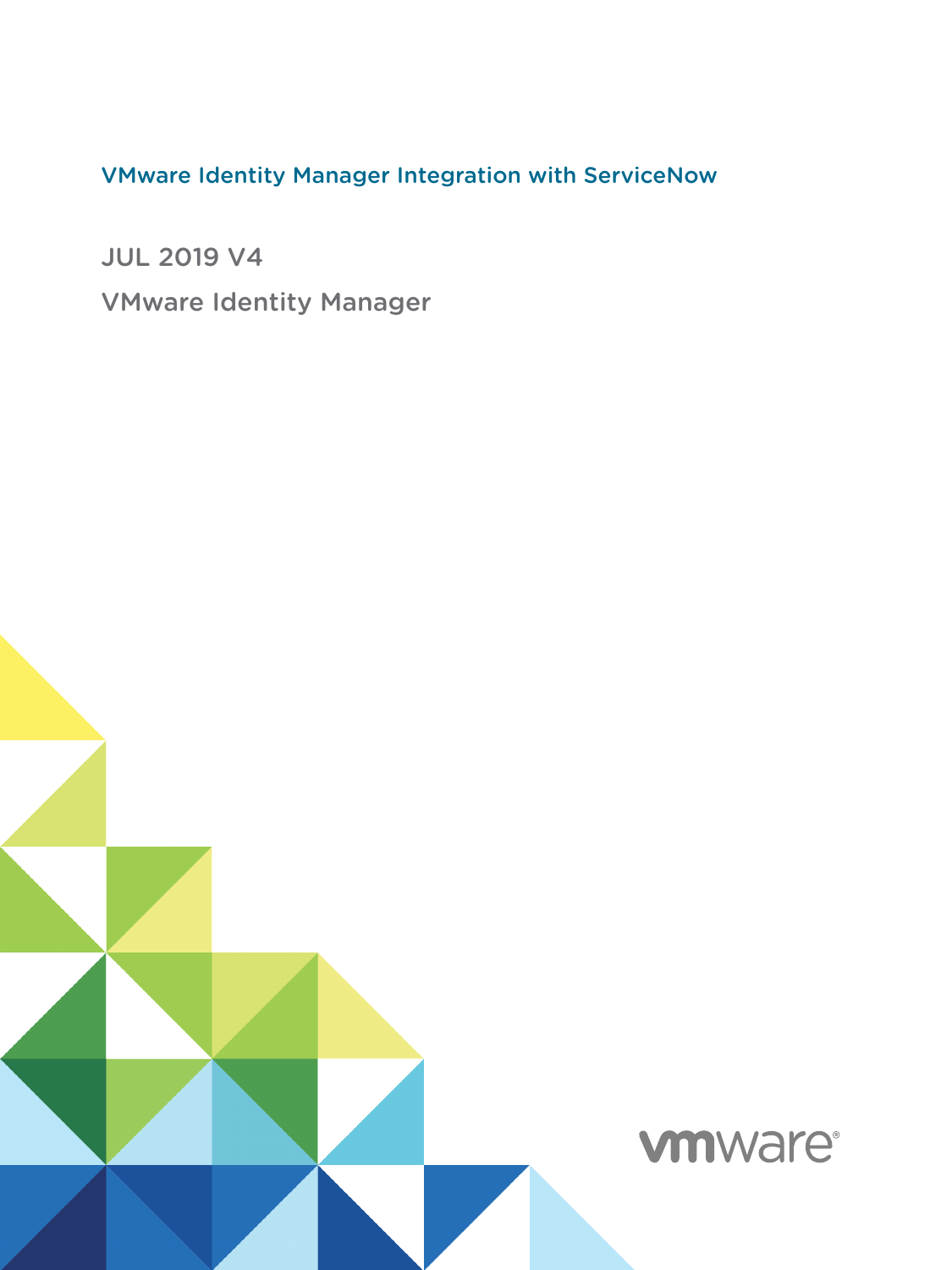# VMware Identity Manager Integration with ServiceNow

JUL 2019 V4

VMware Identity Manager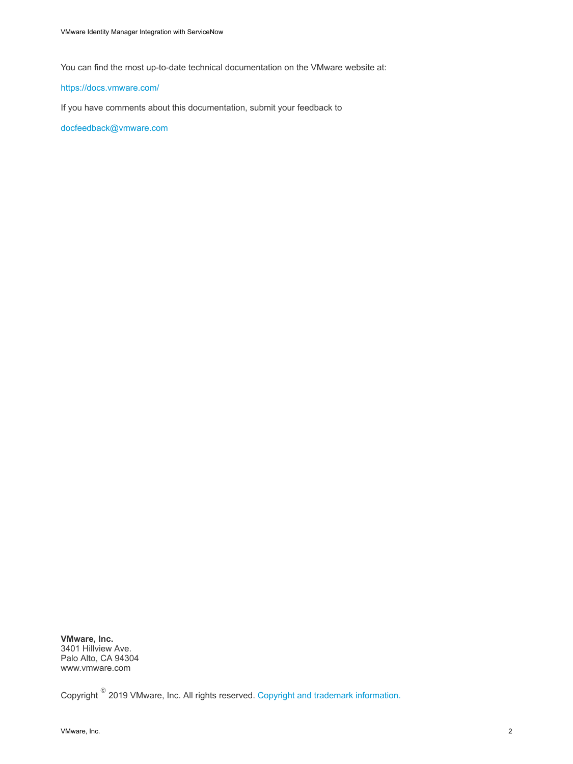You can find the most up-to-date technical documentation on the VMware website at:

https://docs.vmware.com/

If you have comments about this documentation, submit your feedback to

docfeedback@vmware.com

**VMware, Inc.**
3401 Hillview Ave.
Palo Alto, CA 94304
www.vmware.com

Copyright © 2019 VMware, Inc. All rights reserved. Copyright and trademark information.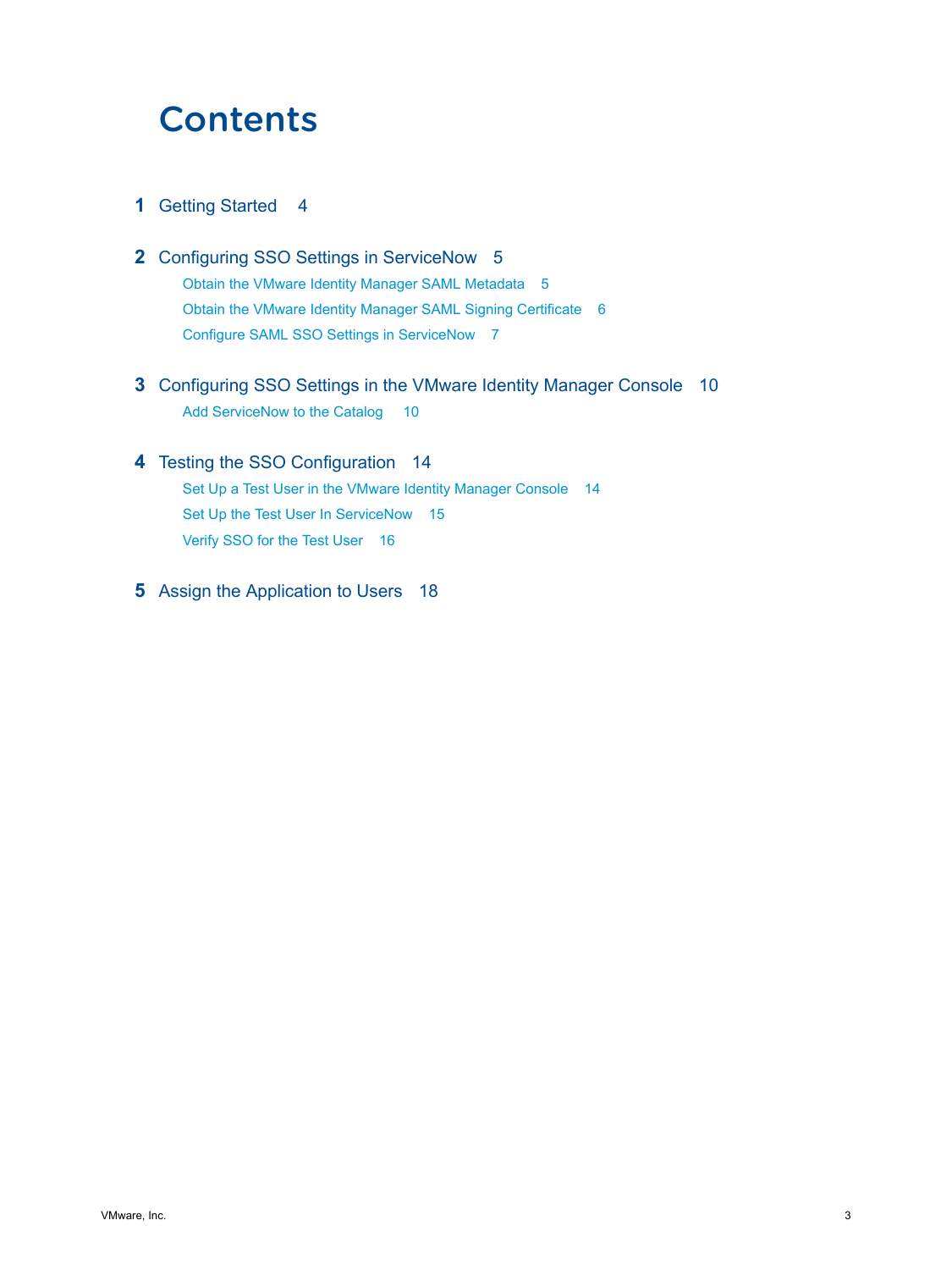# Contents

1 Getting Started 4

2 Configuring SSO Settings in ServiceNow 5

- Obtain the VMware Identity Manager SAML Metadata 5
- Obtain the VMware Identity Manager SAML Signing Certificate 6
- Configure SAML SSO Settings in ServiceNow 7

3 Configuring SSO Settings in the VMware Identity Manager Console 10

- Add ServiceNow to the Catalog 10

4 Testing the SSO Configuration 14

- Set Up a Test User in the VMware Identity Manager Console 14
- Set Up the Test User In ServiceNow 15
- Verify SSO for the Test User 16

5 Assign the Application to Users 18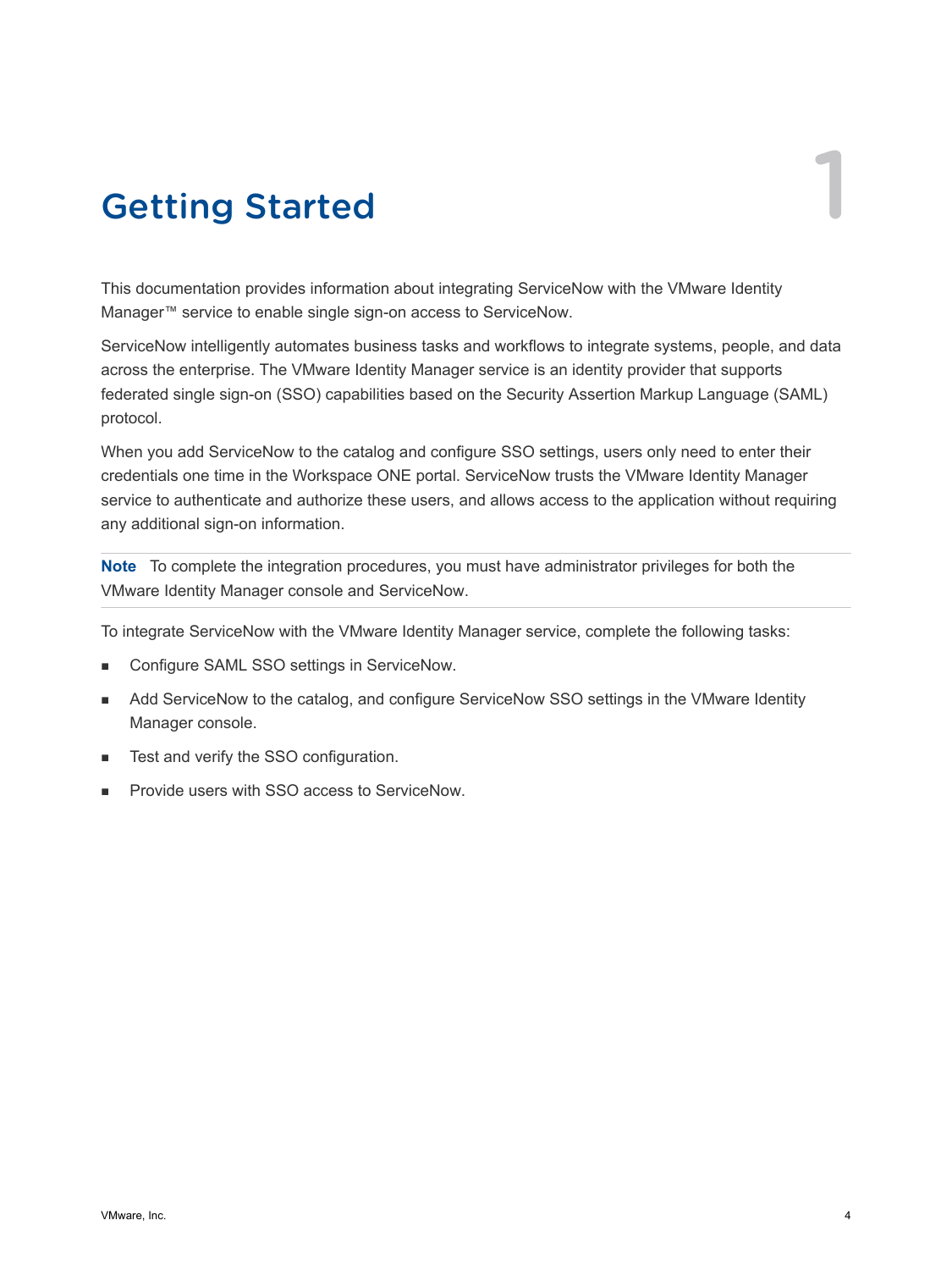# Getting Started

This documentation provides information about integrating ServiceNow with the VMware Identity Manager™ service to enable single sign-on access to ServiceNow.

ServiceNow intelligently automates business tasks and workflows to integrate systems, people, and data across the enterprise. The VMware Identity Manager service is an identity provider that supports federated single sign-on (SSO) capabilities based on the Security Assertion Markup Language (SAML) protocol.

When you add ServiceNow to the catalog and configure SSO settings, users only need to enter their credentials one time in the Workspace ONE portal. ServiceNow trusts the VMware Identity Manager service to authenticate and authorize these users, and allows access to the application without requiring any additional sign-on information.

**Note** To complete the integration procedures, you must have administrator privileges for both the VMware Identity Manager console and ServiceNow.

To integrate ServiceNow with the VMware Identity Manager service, complete the following tasks:

- Configure SAML SSO settings in ServiceNow.
- Add ServiceNow to the catalog, and configure ServiceNow SSO settings in the VMware Identity Manager console.
- Test and verify the SSO configuration.
- Provide users with SSO access to ServiceNow.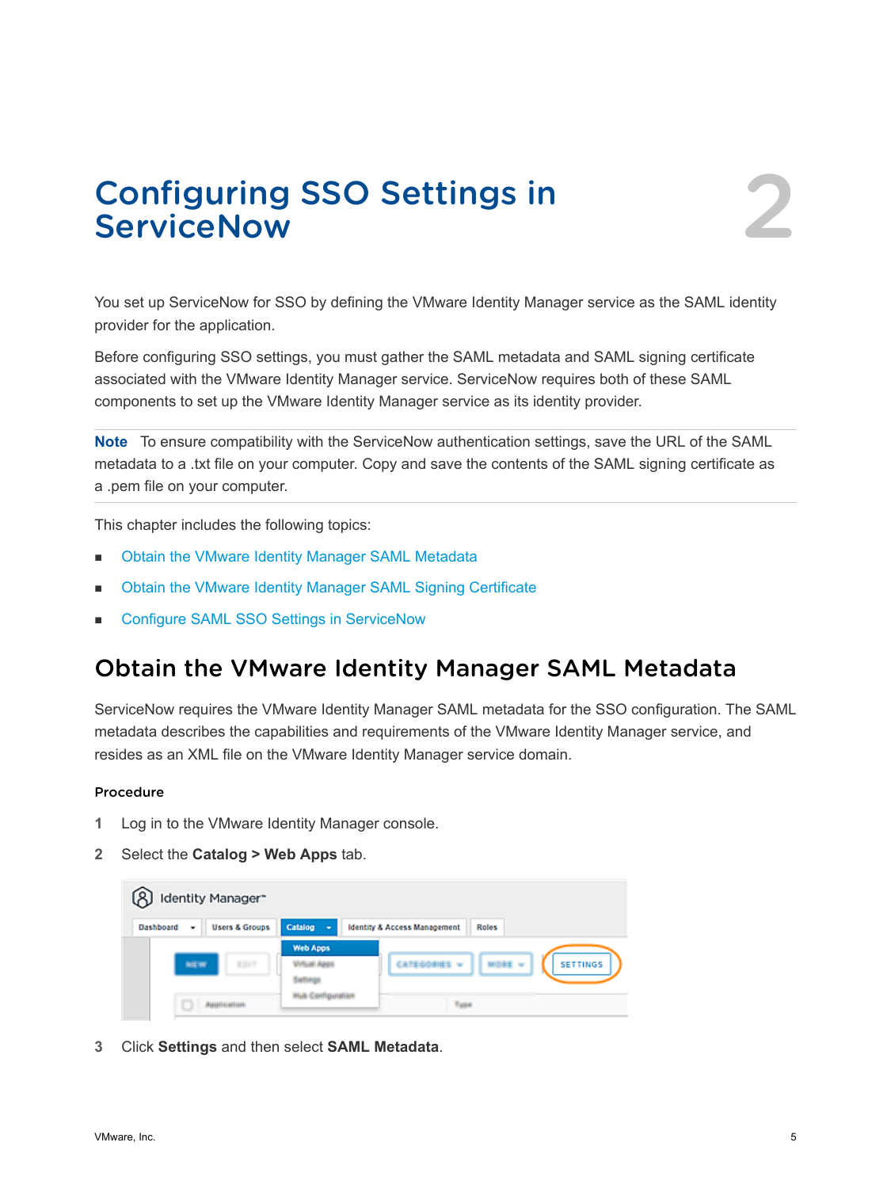# Configuring SSO Settings in ServiceNow

2

You set up ServiceNow for SSO by defining the VMware Identity Manager service as the SAML identity provider for the application.

Before configuring SSO settings, you must gather the SAML metadata and SAML signing certificate associated with the VMware Identity Manager service. ServiceNow requires both of these SAML components to set up the VMware Identity Manager service as its identity provider.

**Note** To ensure compatibility with the ServiceNow authentication settings, save the URL of the SAML metadata to a .txt file on your computer. Copy and save the contents of the SAML signing certificate as a .pem file on your computer.

This chapter includes the following topics:

- Obtain the VMware Identity Manager SAML Metadata
- Obtain the VMware Identity Manager SAML Signing Certificate
- Configure SAML SSO Settings in ServiceNow

## Obtain the VMware Identity Manager SAML Metadata

ServiceNow requires the VMware Identity Manager SAML metadata for the SSO configuration. The SAML metadata describes the capabilities and requirements of the VMware Identity Manager service, and resides as an XML file on the VMware Identity Manager service domain.

### Procedure

1 Log in to the VMware Identity Manager console.

2 Select the **Catalog > Web Apps** tab.

3 Click **Settings** and then select **SAML Metadata**.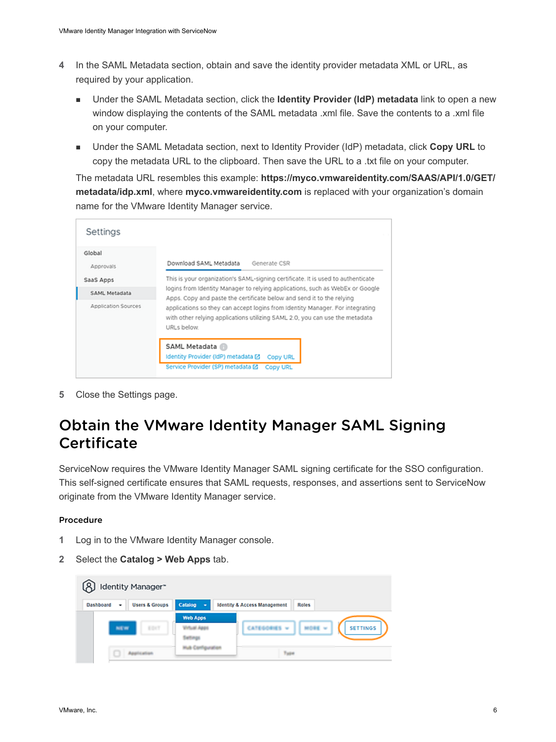4 In the SAML Metadata section, obtain and save the identity provider metadata XML or URL, as required by your application.

- Under the SAML Metadata section, click the **Identity Provider (IdP) metadata** link to open a new window displaying the contents of the SAML metadata .xml file. Save the contents to a .xml file on your computer.
- Under the SAML Metadata section, next to Identity Provider (IdP) metadata, click **Copy URL** to copy the metadata URL to the clipboard. Then save the URL to a .txt file on your computer.

The metadata URL resembles this example: **https://myco.vmwareidentity.com/SAAS/API/1.0/GET/metadata/idp.xml**, where **myco.vmwareidentity.com** is replaced with your organization's domain name for the VMware Identity Manager service.

5 Close the Settings page.

## Obtain the VMware Identity Manager SAML Signing Certificate

ServiceNow requires the VMware Identity Manager SAML signing certificate for the SSO configuration. This self-signed certificate ensures that SAML requests, responses, and assertions sent to ServiceNow originate from the VMware Identity Manager service.

### Procedure

1 Log in to the VMware Identity Manager console.

2 Select the **Catalog > Web Apps** tab.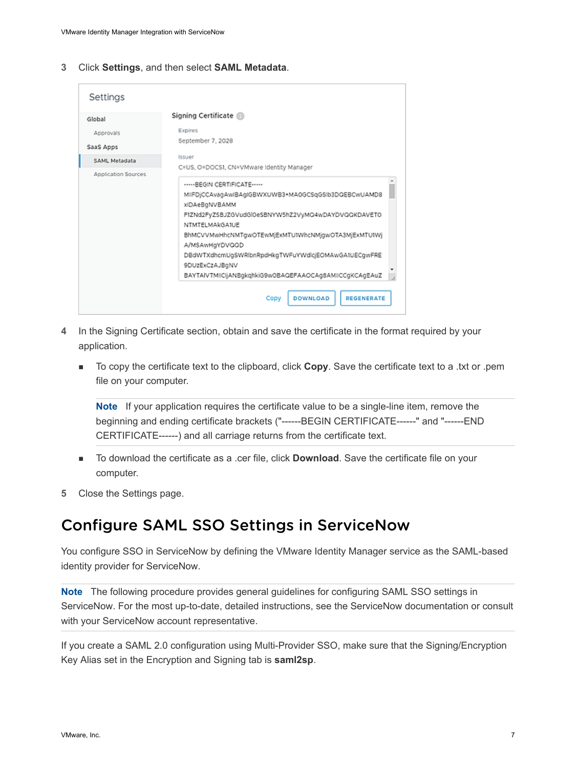3 Click **Settings**, and then select **SAML Metadata**.

4 In the Signing Certificate section, obtain and save the certificate in the format required by your application.

- To copy the certificate text to the clipboard, click **Copy**. Save the certificate text to a .txt or .pem file on your computer.

  **Note** If your application requires the certificate value to be a single-line item, remove the beginning and ending certificate brackets ("------BEGIN CERTIFICATE------" and "------END CERTIFICATE------) and all carriage returns from the certificate text.

- To download the certificate as a .cer file, click **Download**. Save the certificate file on your computer.

5 Close the Settings page.

## Configure SAML SSO Settings in ServiceNow

You configure SSO in ServiceNow by defining the VMware Identity Manager service as the SAML-based identity provider for ServiceNow.

**Note** The following procedure provides general guidelines for configuring SAML SSO settings in ServiceNow. For the most up-to-date, detailed instructions, see the ServiceNow documentation or consult with your ServiceNow account representative.

If you create a SAML 2.0 configuration using Multi-Provider SSO, make sure that the Signing/Encryption Key Alias set in the Encryption and Signing tab is **saml2sp**.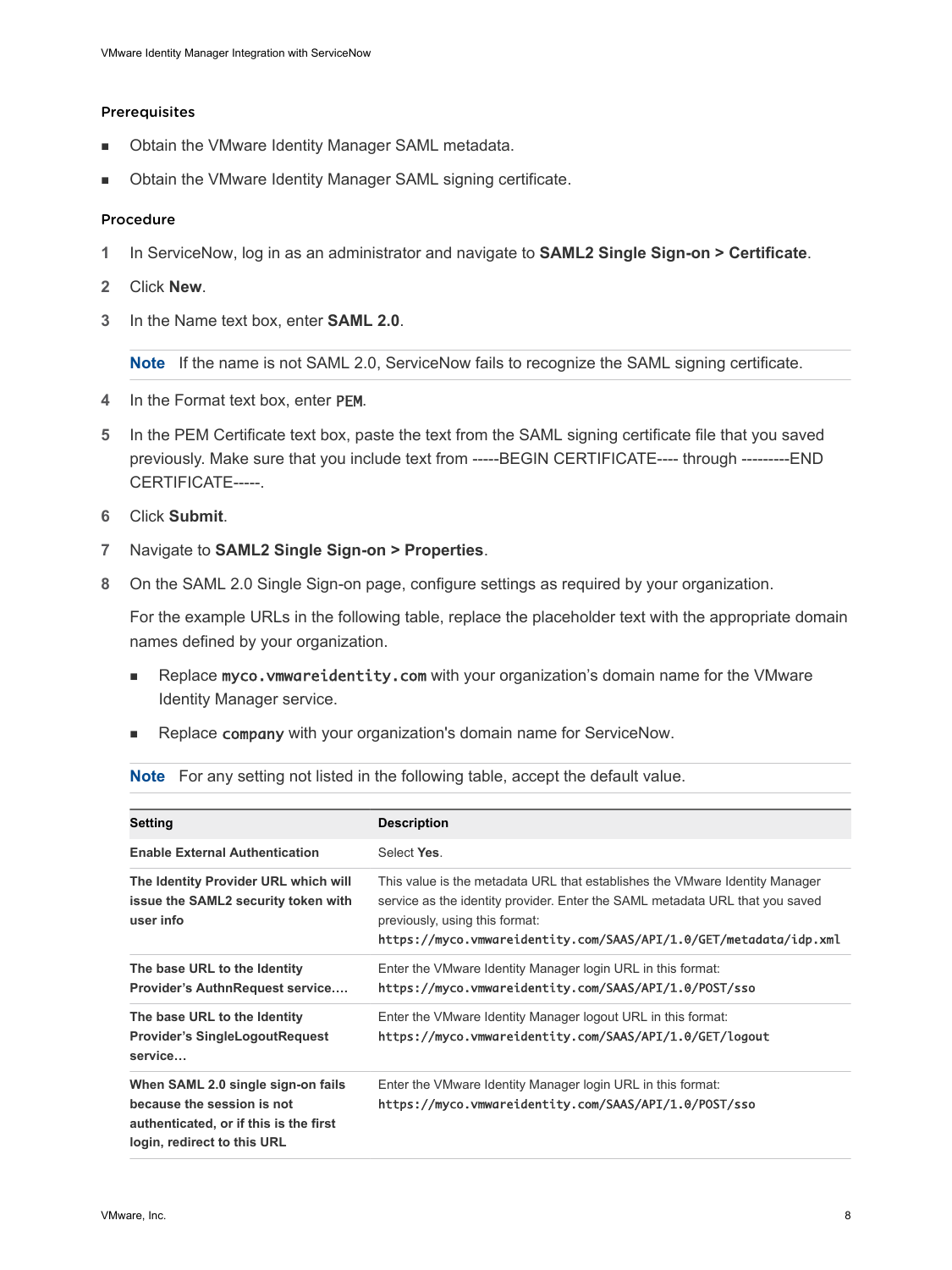### Prerequisites

- Obtain the VMware Identity Manager SAML metadata.
- Obtain the VMware Identity Manager SAML signing certificate.

### Procedure

1. In ServiceNow, log in as an administrator and navigate to **SAML2 Single Sign-on > Certificate**.
2. Click **New**.
3. In the Name text box, enter **SAML 2.0**.

   **Note** If the name is not SAML 2.0, ServiceNow fails to recognize the SAML signing certificate.

4. In the Format text box, enter `PEM`.
5. In the PEM Certificate text box, paste the text from the SAML signing certificate file that you saved previously. Make sure that you include text from -----BEGIN CERTIFICATE---- through ---------END CERTIFICATE-----.
6. Click **Submit**.
7. Navigate to **SAML2 Single Sign-on > Properties**.
8. On the SAML 2.0 Single Sign-on page, configure settings as required by your organization.

   For the example URLs in the following table, replace the placeholder text with the appropriate domain names defined by your organization.

   - Replace `myco.vmwareidentity.com` with your organization's domain name for the VMware Identity Manager service.
   - Replace `company` with your organization's domain name for ServiceNow.

   **Note** For any setting not listed in the following table, accept the default value.

| Setting | Description |
|---|---|
| **Enable External Authentication** | Select **Yes**. |
| **The Identity Provider URL which will issue the SAML2 security token with user info** | This value is the metadata URL that establishes the VMware Identity Manager service as the identity provider. Enter the SAML metadata URL that you saved previously, using this format: `https://myco.vmwareidentity.com/SAAS/API/1.0/GET/metadata/idp.xml` |
| **The base URL to the Identity Provider's AuthnRequest service....** | Enter the VMware Identity Manager login URL in this format: `https://myco.vmwareidentity.com/SAAS/API/1.0/POST/sso` |
| **The base URL to the Identity Provider's SingleLogoutRequest service...** | Enter the VMware Identity Manager logout URL in this format: `https://myco.vmwareidentity.com/SAAS/API/1.0/GET/logout` |
| **When SAML 2.0 single sign-on fails because the session is not authenticated, or if this is the first login, redirect to this URL** | Enter the VMware Identity Manager login URL in this format: `https://myco.vmwareidentity.com/SAAS/API/1.0/POST/sso` |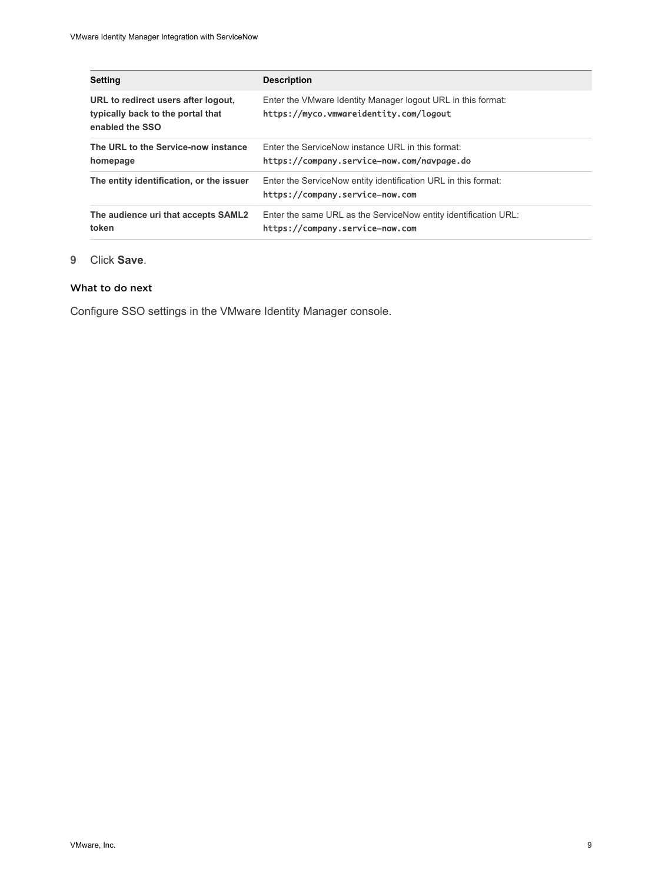| Setting | Description |
| --- | --- |
| **URL to redirect users after logout, typically back to the portal that enabled the SSO** | Enter the VMware Identity Manager logout URL in this format: `https://myco.vmwareidentity.com/logout` |
| **The URL to the Service-now instance homepage** | Enter the ServiceNow instance URL in this format: `https://company.service-now.com/navpage.do` |
| **The entity identification, or the issuer** | Enter the ServiceNow entity identification URL in this format: `https://company.service-now.com` |
| **The audience uri that accepts SAML2 token** | Enter the same URL as the ServiceNow entity identification URL: `https://company.service-now.com` |

9 Click **Save**.

### What to do next

Configure SSO settings in the VMware Identity Manager console.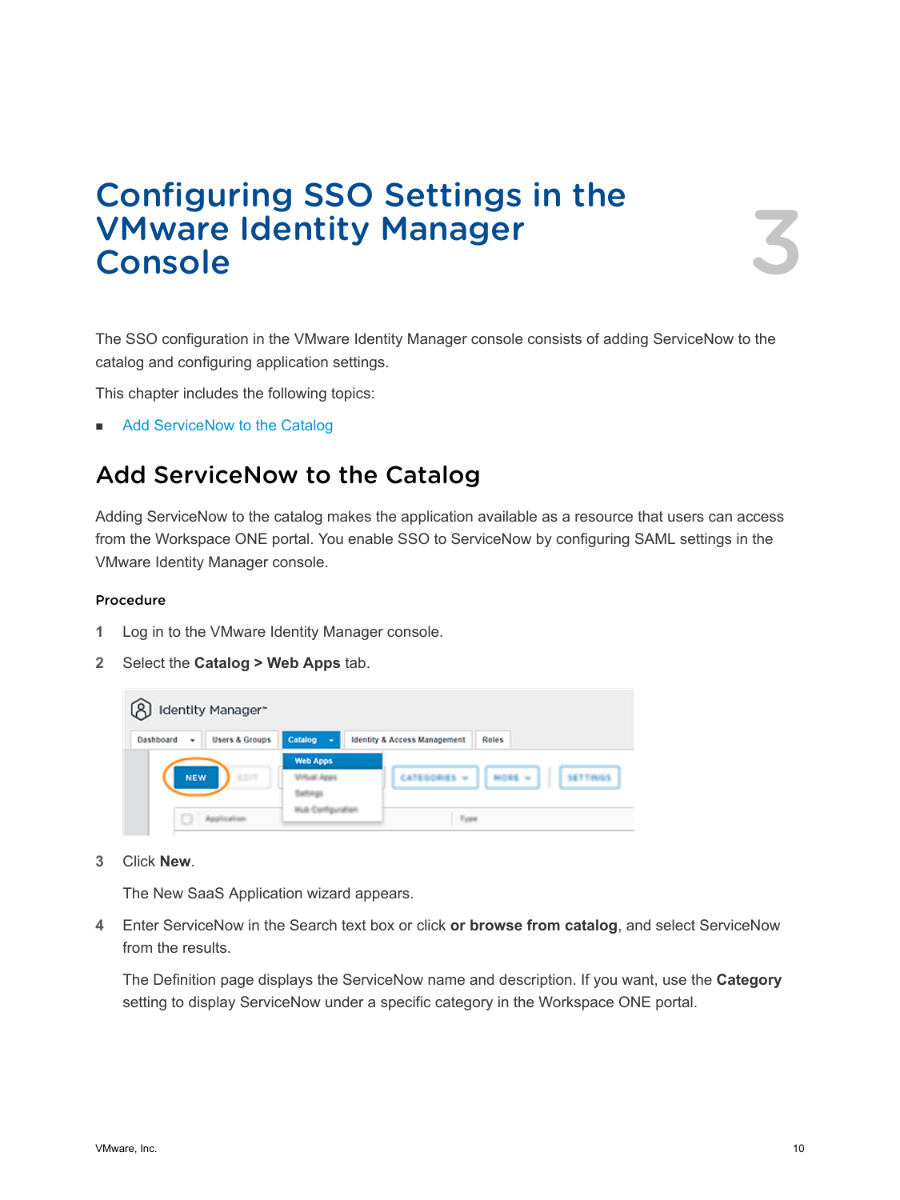# Configuring SSO Settings in the VMware Identity Manager Console

3

The SSO configuration in the VMware Identity Manager console consists of adding ServiceNow to the catalog and configuring application settings.

This chapter includes the following topics:

- Add ServiceNow to the Catalog

## Add ServiceNow to the Catalog

Adding ServiceNow to the catalog makes the application available as a resource that users can access from the Workspace ONE portal. You enable SSO to ServiceNow by configuring SAML settings in the VMware Identity Manager console.

### Procedure

1. Log in to the VMware Identity Manager console.
2. Select the **Catalog > Web Apps** tab.
3. Click **New**.

   The New SaaS Application wizard appears.
4. Enter ServiceNow in the Search text box or click **or browse from catalog**, and select ServiceNow from the results.

   The Definition page displays the ServiceNow name and description. If you want, use the **Category** setting to display ServiceNow under a specific category in the Workspace ONE portal.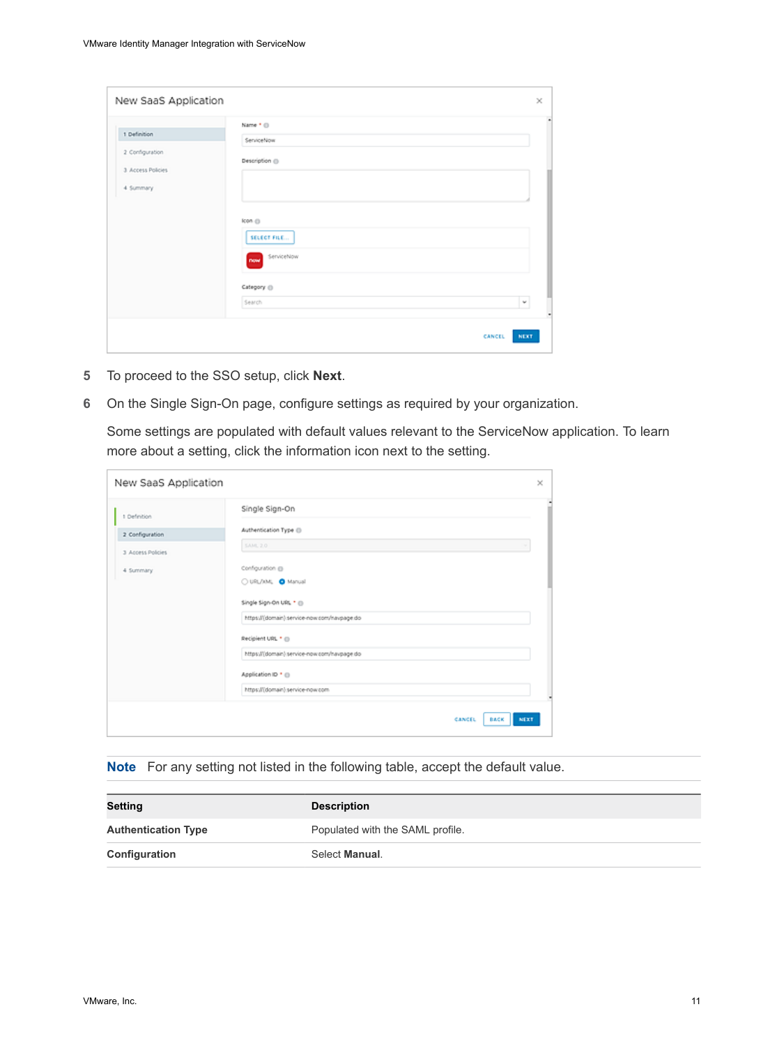5 To proceed to the SSO setup, click **Next**.

6 On the Single Sign-On page, configure settings as required by your organization.

   Some settings are populated with default values relevant to the ServiceNow application. To learn more about a setting, click the information icon next to the setting.

**Note** For any setting not listed in the following table, accept the default value.

| Setting | Description |
| --- | --- |
| **Authentication Type** | Populated with the SAML profile. |
| **Configuration** | Select **Manual**. |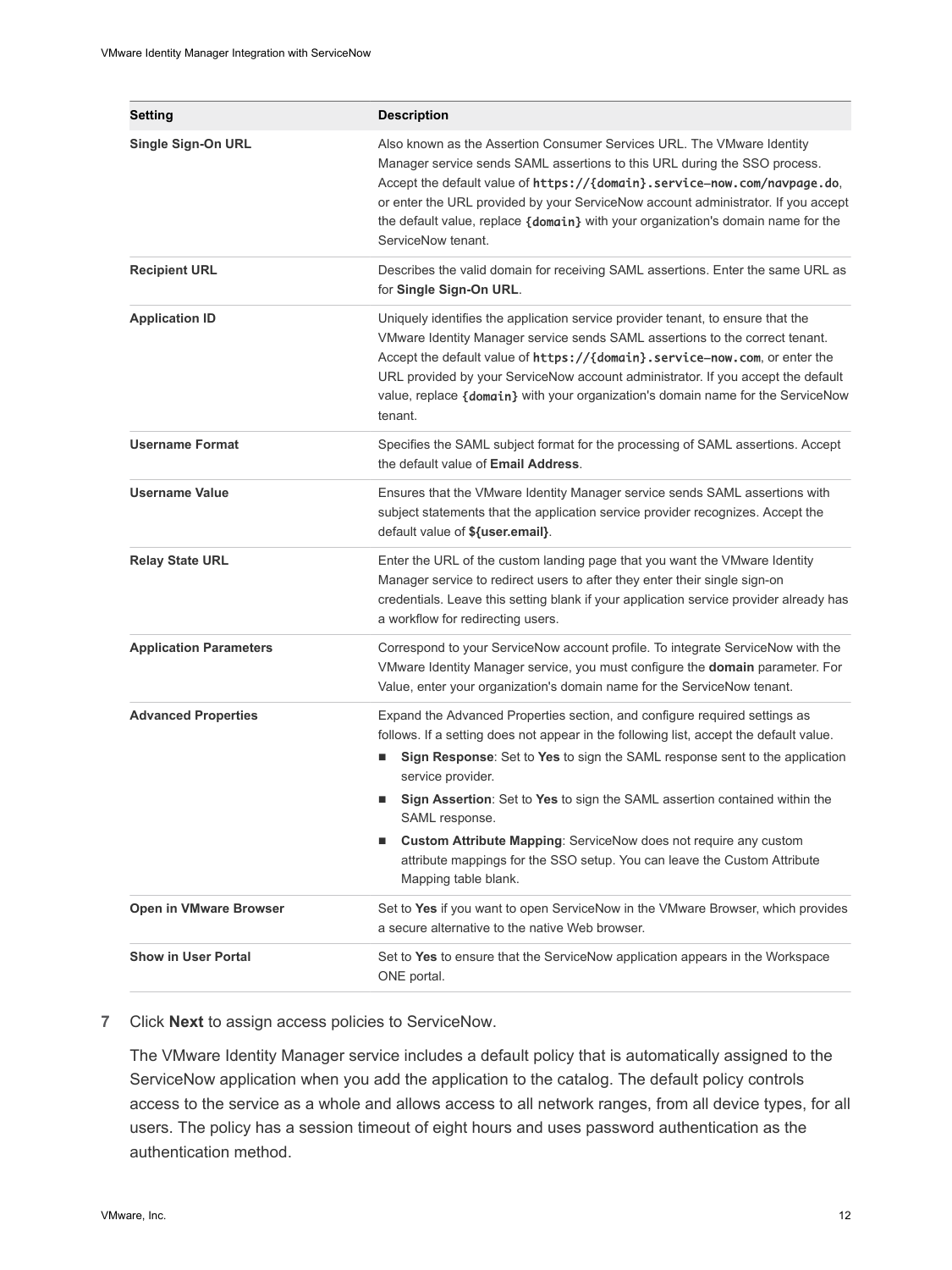| Setting | Description |
|---|---|
| **Single Sign-On URL** | Also known as the Assertion Consumer Services URL. The VMware Identity Manager service sends SAML assertions to this URL during the SSO process. Accept the default value of `https://{domain}.service-now.com/navpage.do`, or enter the URL provided by your ServiceNow account administrator. If you accept the default value, replace `{domain}` with your organization's domain name for the ServiceNow tenant. |
| **Recipient URL** | Describes the valid domain for receiving SAML assertions. Enter the same URL as for **Single Sign-On URL**. |
| **Application ID** | Uniquely identifies the application service provider tenant, to ensure that the VMware Identity Manager service sends SAML assertions to the correct tenant. Accept the default value of `https://{domain}.service-now.com`, or enter the URL provided by your ServiceNow account administrator. If you accept the default value, replace `{domain}` with your organization's domain name for the ServiceNow tenant. |
| **Username Format** | Specifies the SAML subject format for the processing of SAML assertions. Accept the default value of **Email Address**. |
| **Username Value** | Ensures that the VMware Identity Manager service sends SAML assertions with subject statements that the application service provider recognizes. Accept the default value of **${user.email}**. |
| **Relay State URL** | Enter the URL of the custom landing page that you want the VMware Identity Manager service to redirect users to after they enter their single sign-on credentials. Leave this setting blank if your application service provider already has a workflow for redirecting users. |
| **Application Parameters** | Correspond to your ServiceNow account profile. To integrate ServiceNow with the VMware Identity Manager service, you must configure the **domain** parameter. For Value, enter your organization's domain name for the ServiceNow tenant. |
| **Advanced Properties** | Expand the Advanced Properties section, and configure required settings as follows. If a setting does not appear in the following list, accept the default value.<br>■ **Sign Response**: Set to **Yes** to sign the SAML response sent to the application service provider.<br>■ **Sign Assertion**: Set to **Yes** to sign the SAML assertion contained within the SAML response.<br>■ **Custom Attribute Mapping**: ServiceNow does not require any custom attribute mappings for the SSO setup. You can leave the Custom Attribute Mapping table blank. |
| **Open in VMware Browser** | Set to **Yes** if you want to open ServiceNow in the VMware Browser, which provides a secure alternative to the native Web browser. |
| **Show in User Portal** | Set to **Yes** to ensure that the ServiceNow application appears in the Workspace ONE portal. |

7 Click **Next** to assign access policies to ServiceNow.

The VMware Identity Manager service includes a default policy that is automatically assigned to the ServiceNow application when you add the application to the catalog. The default policy controls access to the service as a whole and allows access to all network ranges, from all device types, for all users. The policy has a session timeout of eight hours and uses password authentication as the authentication method.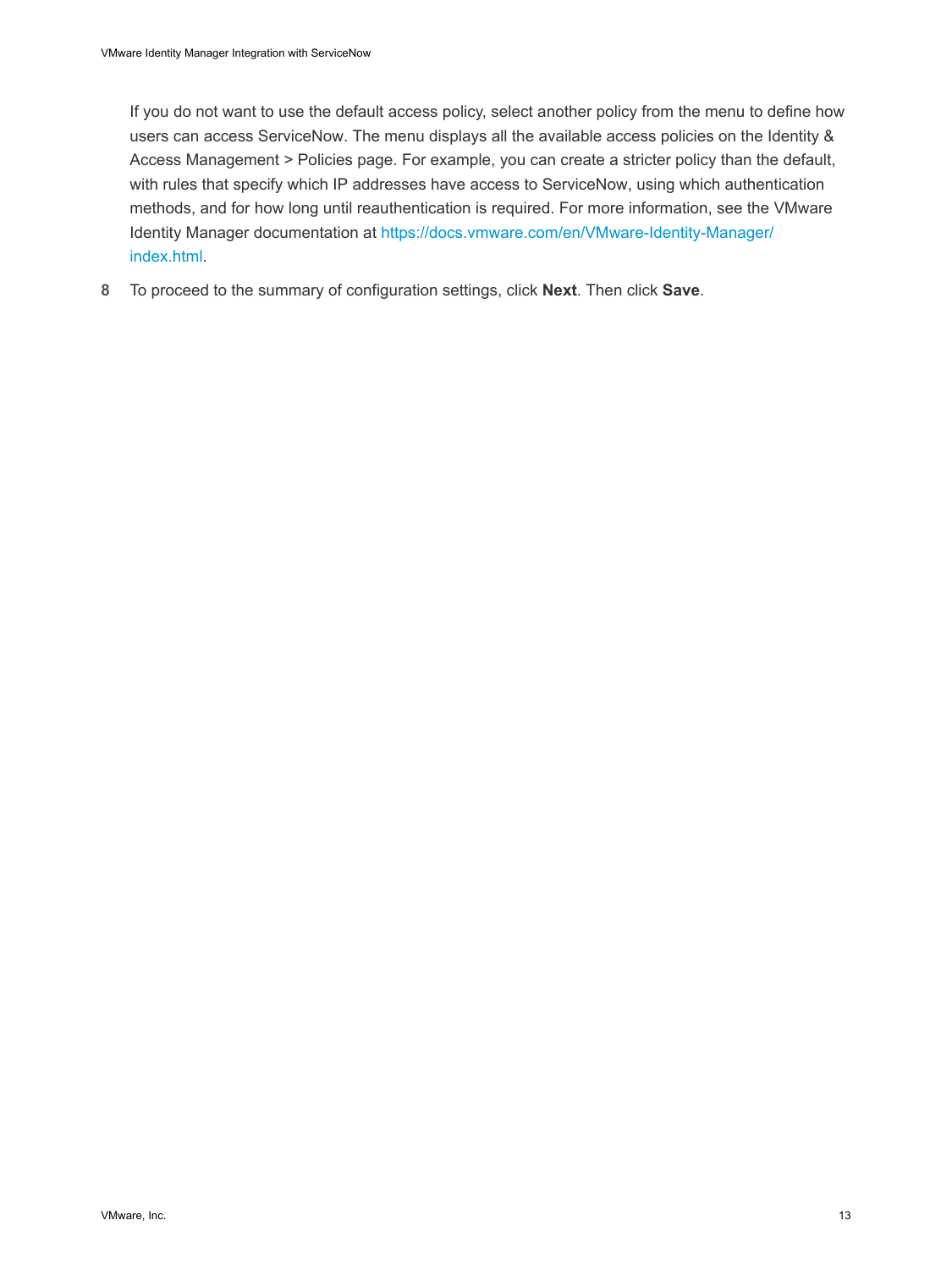If you do not want to use the default access policy, select another policy from the menu to define how users can access ServiceNow. The menu displays all the available access policies on the Identity & Access Management > Policies page. For example, you can create a stricter policy than the default, with rules that specify which IP addresses have access to ServiceNow, using which authentication methods, and for how long until reauthentication is required. For more information, see the VMware Identity Manager documentation at https://docs.vmware.com/en/VMware-Identity-Manager/index.html.

8 To proceed to the summary of configuration settings, click **Next**. Then click **Save**.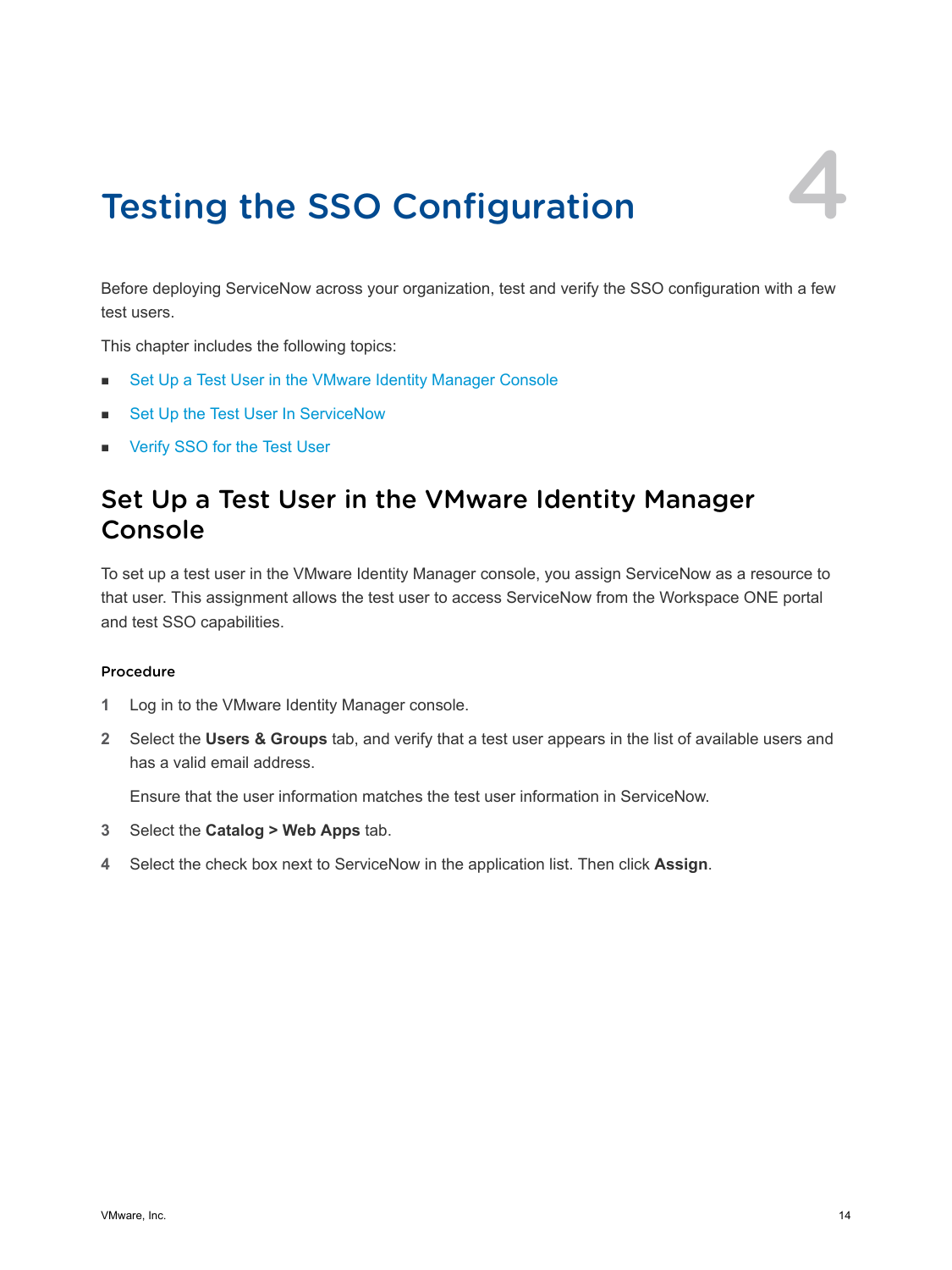# 4 Testing the SSO Configuration

Before deploying ServiceNow across your organization, test and verify the SSO configuration with a few test users.

This chapter includes the following topics:

- Set Up a Test User in the VMware Identity Manager Console
- Set Up the Test User In ServiceNow
- Verify SSO for the Test User

## Set Up a Test User in the VMware Identity Manager Console

To set up a test user in the VMware Identity Manager console, you assign ServiceNow as a resource to that user. This assignment allows the test user to access ServiceNow from the Workspace ONE portal and test SSO capabilities.

#### Procedure

1. Log in to the VMware Identity Manager console.
2. Select the **Users & Groups** tab, and verify that a test user appears in the list of available users and has a valid email address.

   Ensure that the user information matches the test user information in ServiceNow.
3. Select the **Catalog > Web Apps** tab.
4. Select the check box next to ServiceNow in the application list. Then click **Assign**.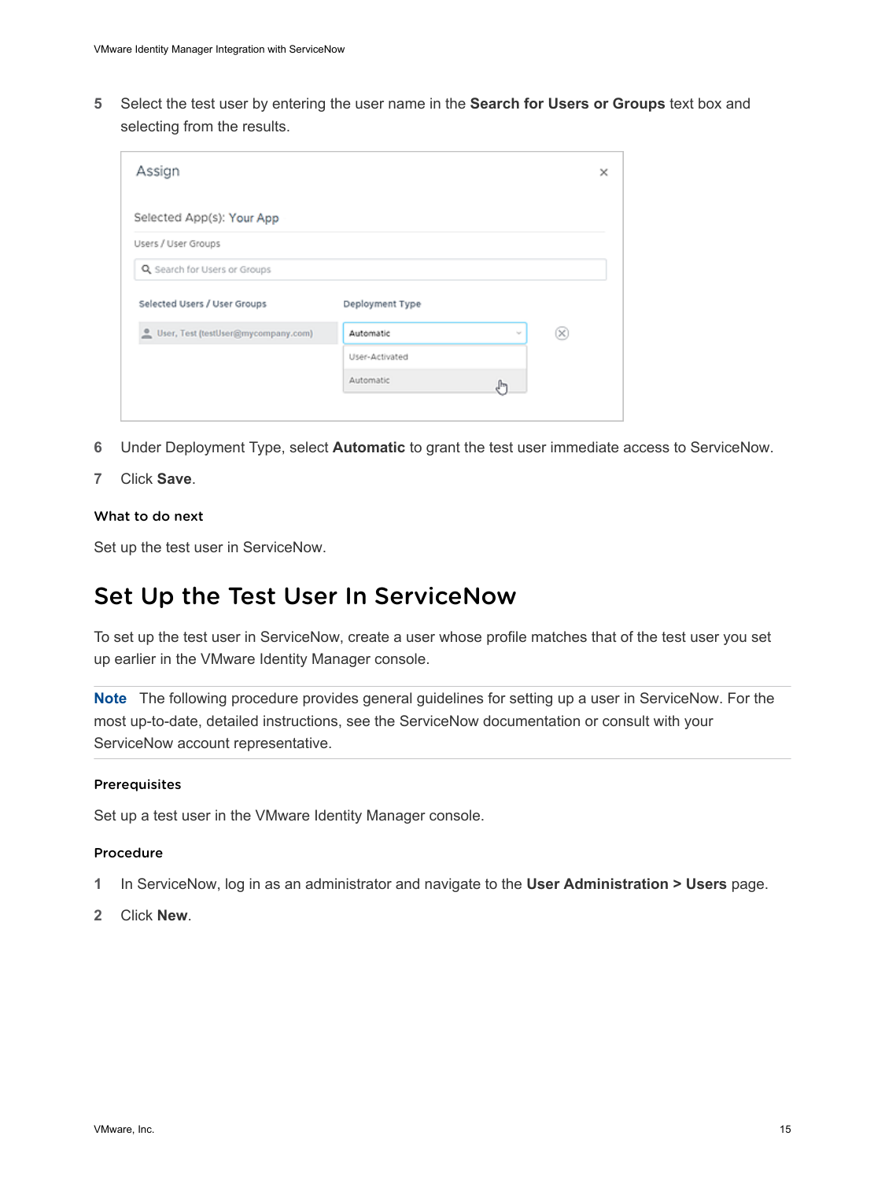5 Select the test user by entering the user name in the **Search for Users or Groups** text box and selecting from the results.

6 Under Deployment Type, select **Automatic** to grant the test user immediate access to ServiceNow.

7 Click **Save**.

### What to do next

Set up the test user in ServiceNow.

## Set Up the Test User In ServiceNow

To set up the test user in ServiceNow, create a user whose profile matches that of the test user you set up earlier in the VMware Identity Manager console.

**Note** The following procedure provides general guidelines for setting up a user in ServiceNow. For the most up-to-date, detailed instructions, see the ServiceNow documentation or consult with your ServiceNow account representative.

### Prerequisites

Set up a test user in the VMware Identity Manager console.

### Procedure

1 In ServiceNow, log in as an administrator and navigate to the **User Administration > Users** page.

2 Click **New**.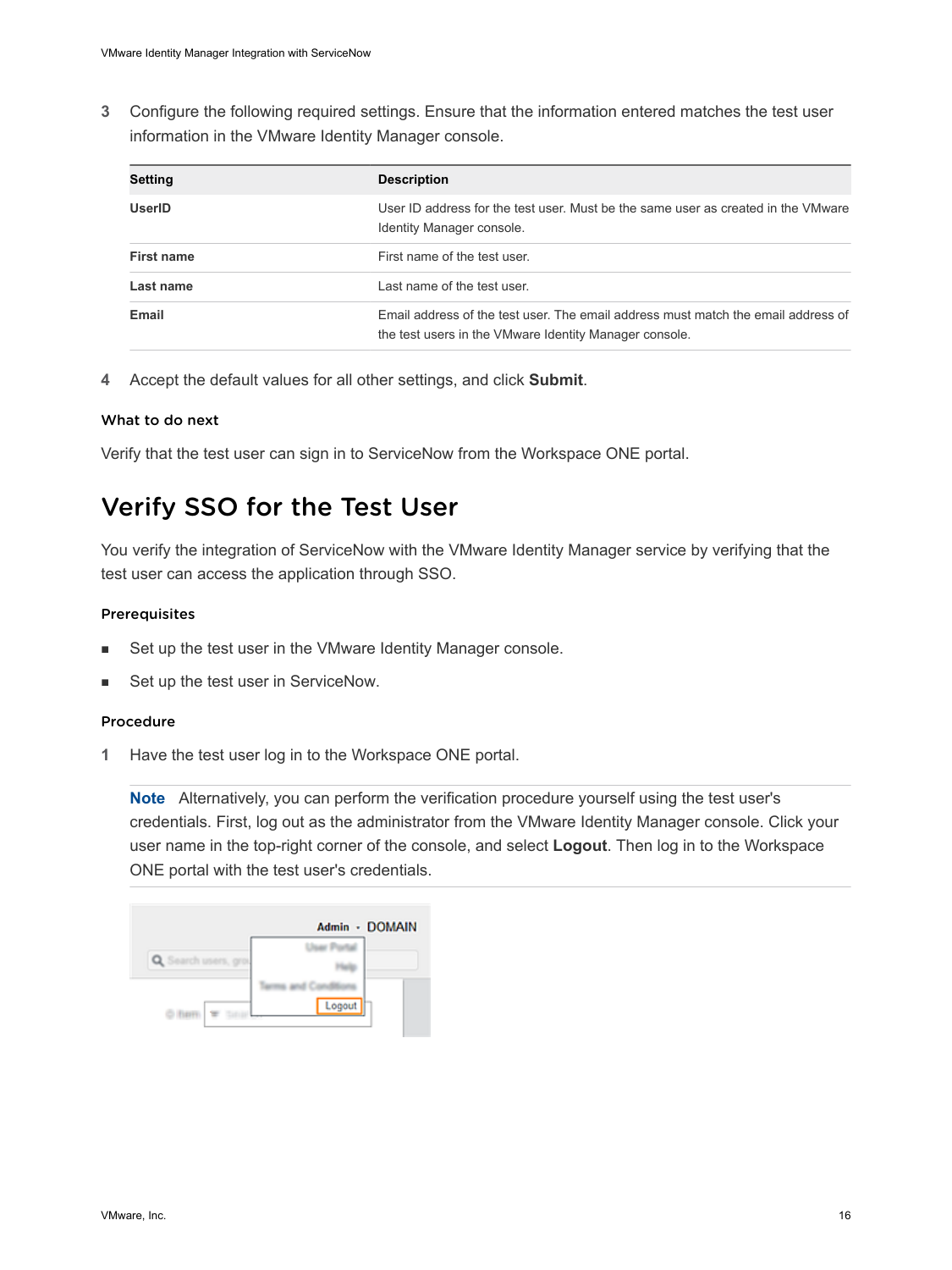3 Configure the following required settings. Ensure that the information entered matches the test user information in the VMware Identity Manager console.

| Setting | Description |
| --- | --- |
| **UserID** | User ID address for the test user. Must be the same user as created in the VMware Identity Manager console. |
| **First name** | First name of the test user. |
| **Last name** | Last name of the test user. |
| **Email** | Email address of the test user. The email address must match the email address of the test users in the VMware Identity Manager console. |

4 Accept the default values for all other settings, and click **Submit**.

### What to do next

Verify that the test user can sign in to ServiceNow from the Workspace ONE portal.

## Verify SSO for the Test User

You verify the integration of ServiceNow with the VMware Identity Manager service by verifying that the test user can access the application through SSO.

### Prerequisites

- Set up the test user in the VMware Identity Manager console.
- Set up the test user in ServiceNow.

### Procedure

1 Have the test user log in to the Workspace ONE portal.

**Note** Alternatively, you can perform the verification procedure yourself using the test user's credentials. First, log out as the administrator from the VMware Identity Manager console. Click your user name in the top-right corner of the console, and select **Logout**. Then log in to the Workspace ONE portal with the test user's credentials.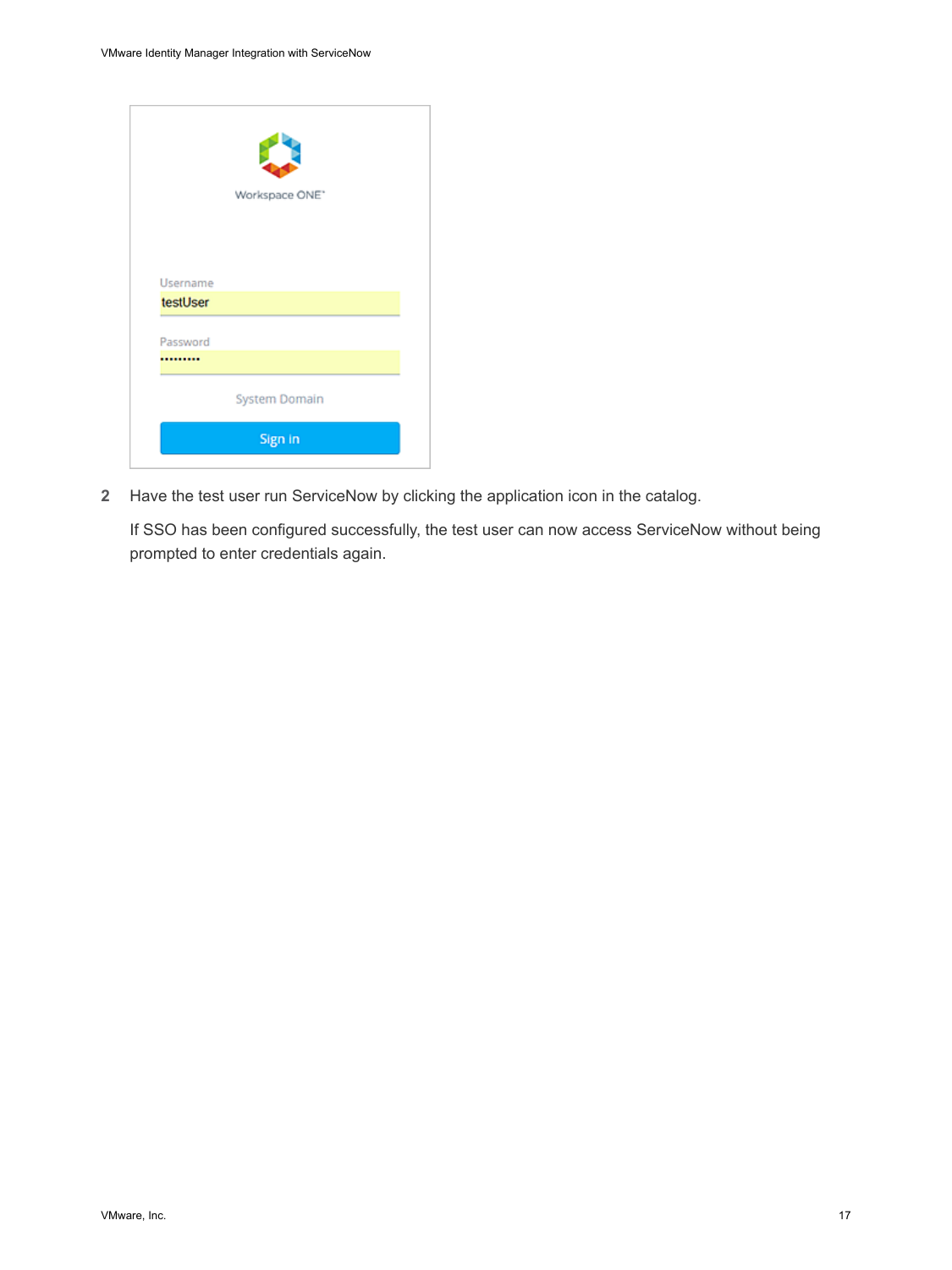2 Have the test user run ServiceNow by clicking the application icon in the catalog.

   If SSO has been configured successfully, the test user can now access ServiceNow without being prompted to enter credentials again.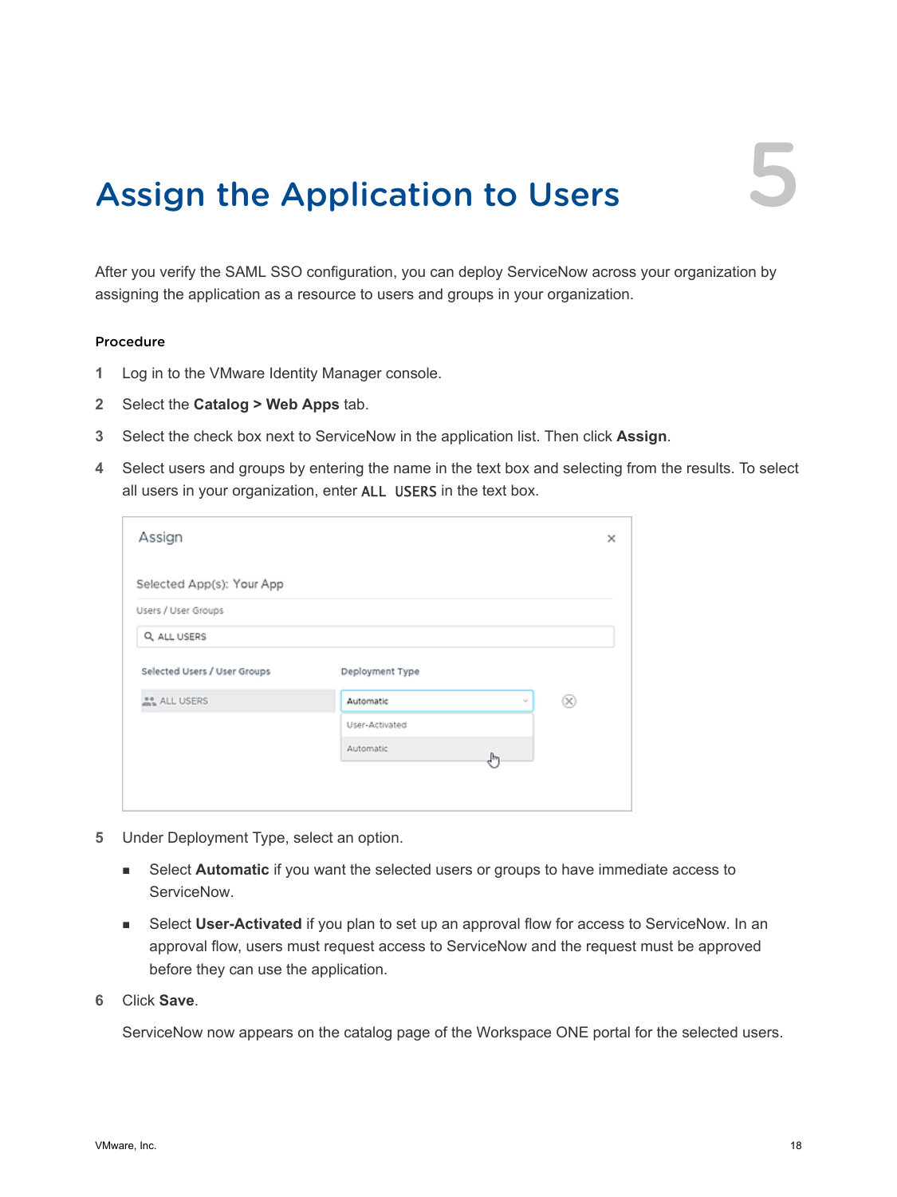# 5 Assign the Application to Users

After you verify the SAML SSO configuration, you can deploy ServiceNow across your organization by assigning the application as a resource to users and groups in your organization.

### Procedure

1. Log in to the VMware Identity Manager console.
2. Select the **Catalog > Web Apps** tab.
3. Select the check box next to ServiceNow in the application list. Then click **Assign**.
4. Select users and groups by entering the name in the text box and selecting from the results. To select all users in your organization, enter `ALL USERS` in the text box.
5. Under Deployment Type, select an option.
   - Select **Automatic** if you want the selected users or groups to have immediate access to ServiceNow.
   - Select **User-Activated** if you plan to set up an approval flow for access to ServiceNow. In an approval flow, users must request access to ServiceNow and the request must be approved before they can use the application.
6. Click **Save**.

   ServiceNow now appears on the catalog page of the Workspace ONE portal for the selected users.